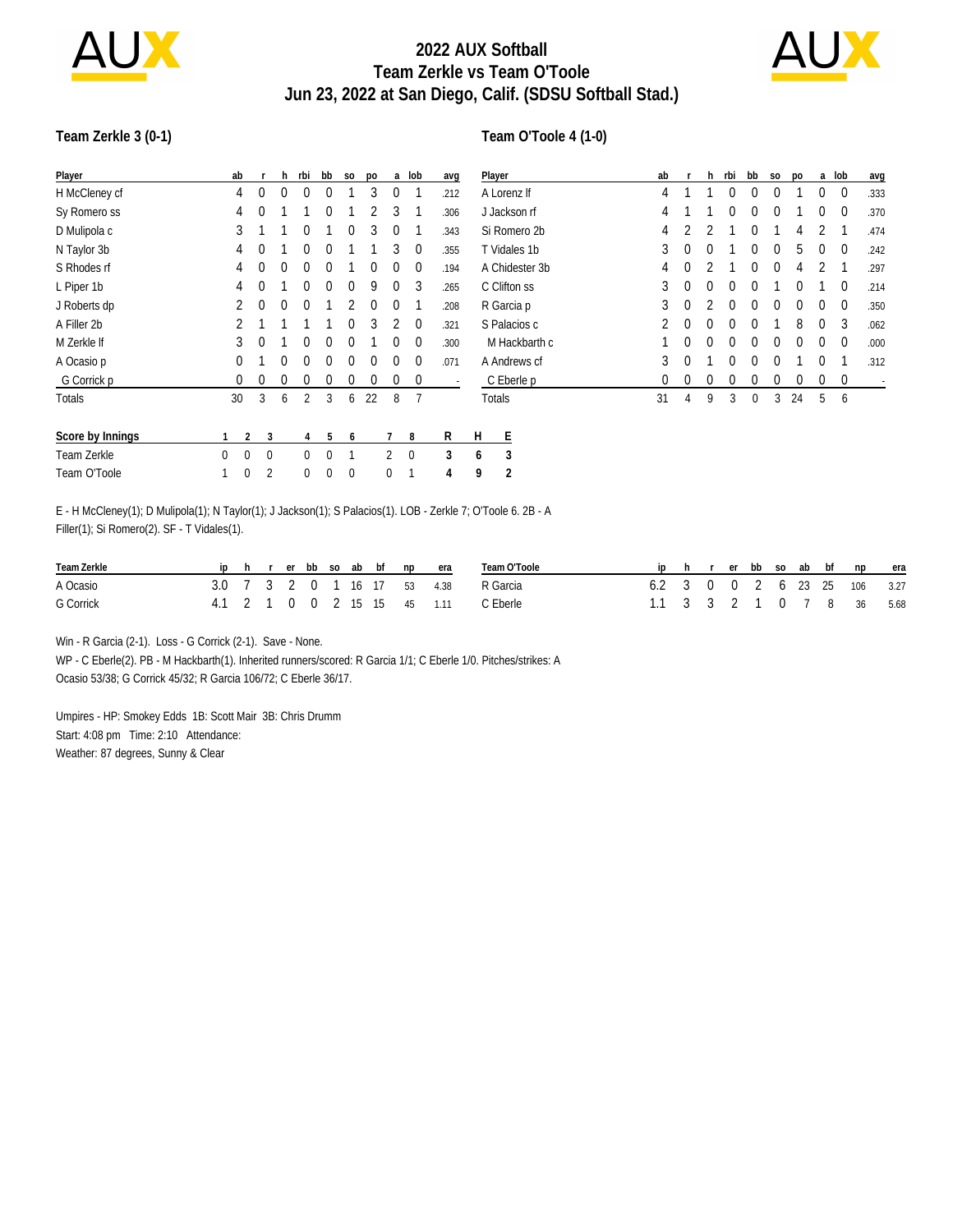# 2022 AUX Softball
## Team Zerkle vs Team O'Toole
### Jun 23, 2022 at San Diego, Calif. (SDSU Softball Stad.)

**Team Zerkle 3 (0-1)**

| Player | ab | r | h | rbi | bb | so | po | a | lob | avg |
|---|---|---|---|---|---|---|---|---|---|---|
| H McCleney cf | 4 | 0 | 0 | 0 | 0 | 1 | 3 | 0 | 1 | .212 |
| Sy Romero ss | 4 | 0 | 1 | 1 | 0 | 1 | 2 | 3 | 1 | .306 |
| D Mulipola c | 3 | 1 | 1 | 0 | 1 | 0 | 3 | 0 | 1 | .343 |
| N Taylor 3b | 4 | 0 | 1 | 0 | 0 | 1 | 1 | 3 | 0 | .355 |
| S Rhodes rf | 4 | 0 | 0 | 0 | 0 | 1 | 0 | 0 | 0 | .194 |
| L Piper 1b | 4 | 0 | 1 | 0 | 0 | 0 | 9 | 0 | 3 | .265 |
| J Roberts dp | 2 | 0 | 0 | 0 | 1 | 2 | 0 | 0 | 1 | .208 |
| A Filler 2b | 2 | 1 | 1 | 1 | 1 | 0 | 3 | 2 | 0 | .321 |
| M Zerkle lf | 3 | 0 | 1 | 0 | 0 | 0 | 1 | 0 | 0 | .300 |
| A Ocasio p | 0 | 1 | 0 | 0 | 0 | 0 | 0 | 0 | 0 | .071 |
| G Corrick p | 0 | 0 | 0 | 0 | 0 | 0 | 0 | 0 | 0 | - |
| Totals | 30 | 3 | 6 | 2 | 3 | 6 | 22 | 8 | 7 | |

**Team O'Toole 4 (1-0)**

| Player | ab | r | h | rbi | bb | so | po | a | lob | avg |
|---|---|---|---|---|---|---|---|---|---|---|
| A Lorenz lf | 4 | 1 | 1 | 0 | 0 | 0 | 1 | 0 | 0 | .333 |
| J Jackson rf | 4 | 1 | 1 | 0 | 0 | 0 | 1 | 0 | 0 | .370 |
| Si Romero 2b | 4 | 2 | 2 | 1 | 0 | 1 | 4 | 2 | 1 | .474 |
| T Vidales 1b | 3 | 0 | 0 | 1 | 0 | 0 | 5 | 0 | 0 | .242 |
| A Chidester 3b | 4 | 0 | 2 | 1 | 0 | 0 | 4 | 2 | 1 | .297 |
| C Clifton ss | 3 | 0 | 0 | 0 | 0 | 1 | 0 | 1 | 0 | .214 |
| R Garcia p | 3 | 0 | 2 | 0 | 0 | 0 | 0 | 0 | 0 | .350 |
| S Palacios c | 2 | 0 | 0 | 0 | 0 | 1 | 8 | 0 | 3 | .062 |
| M Hackbarth c | 1 | 0 | 0 | 0 | 0 | 0 | 0 | 0 | 0 | .000 |
| A Andrews cf | 3 | 0 | 1 | 0 | 0 | 0 | 1 | 0 | 1 | .312 |
| C Eberle p | 0 | 0 | 0 | 0 | 0 | 0 | 0 | 0 | 0 | - |
| Totals | 31 | 4 | 9 | 3 | 0 | 3 | 24 | 5 | 6 | |

| Score by Innings | 1 | 2 | 3 | 4 | 5 | 6 | 7 | 8 | R | H | E |
|---|---|---|---|---|---|---|---|---|---|---|---|
| Team Zerkle | 0 | 0 | 0 | 0 | 0 | 1 | 2 | 0 | 3 | 6 | 3 |
| Team O'Toole | 1 | 0 | 2 | 0 | 0 | 0 | 0 | 1 | 4 | 9 | 2 |

E - H McCleney(1); D Mulipola(1); N Taylor(1); J Jackson(1); S Palacios(1). LOB - Zerkle 7; O'Toole 6. 2B - A Filler(1); Si Romero(2). SF - T Vidales(1).

| Team Zerkle | ip | h | r | er | bb | so | ab | bf | np | era |
|---|---|---|---|---|---|---|---|---|---|---|
| A Ocasio | 3.0 | 7 | 3 | 2 | 0 | 1 | 16 | 17 | 53 | 4.38 |
| G Corrick | 4.1 | 2 | 1 | 0 | 0 | 2 | 15 | 15 | 45 | 1.11 |

| Team O'Toole | ip | h | r | er | bb | so | ab | bf | np | era |
|---|---|---|---|---|---|---|---|---|---|---|
| R Garcia | 6.2 | 3 | 0 | 0 | 2 | 6 | 23 | 25 | 106 | 3.27 |
| C Eberle | 1.1 | 3 | 3 | 2 | 1 | 0 | 7 | 8 | 36 | 5.68 |

Win - R Garcia (2-1). Loss - G Corrick (2-1). Save - None.

WP - C Eberle(2). PB - M Hackbarth(1). Inherited runners/scored: R Garcia 1/1; C Eberle 1/0. Pitches/strikes: A Ocasio 53/38; G Corrick 45/32; R Garcia 106/72; C Eberle 36/17.

Umpires - HP: Smokey Edds 1B: Scott Mair 3B: Chris Drumm
Start: 4:08 pm Time: 2:10 Attendance:
Weather: 87 degrees, Sunny & Clear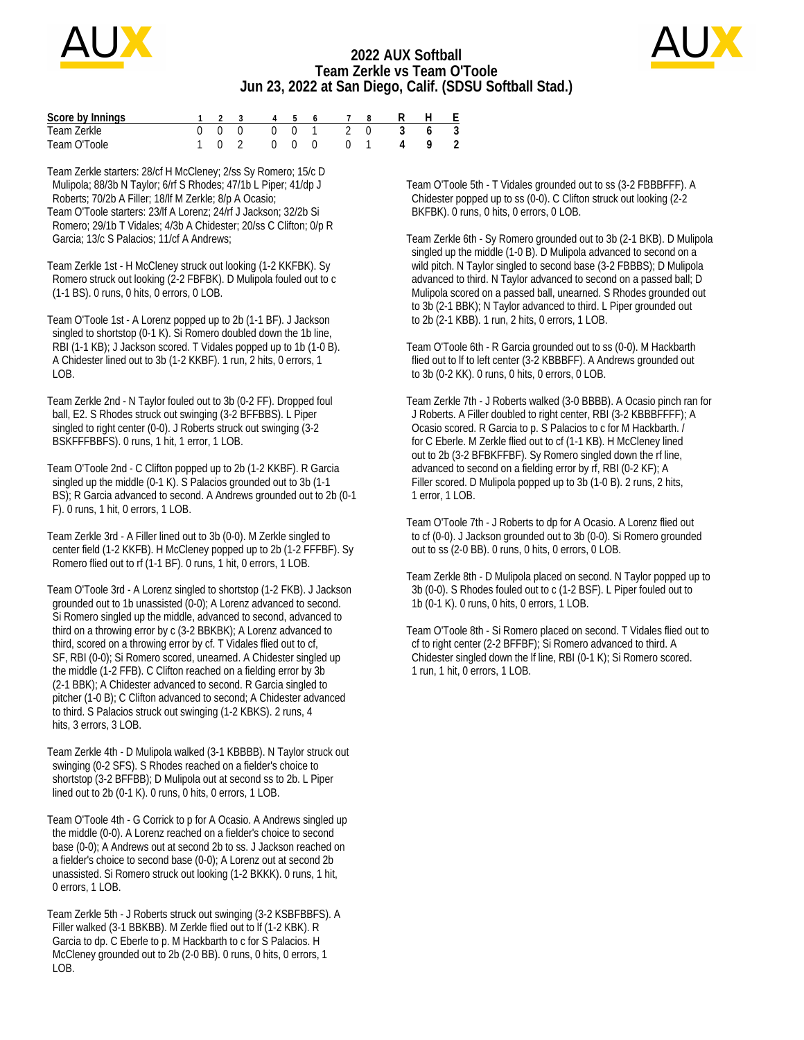# 2022 AUX Softball
## Team Zerkle vs Team O'Toole
## Jun 23, 2022 at San Diego, Calif. (SDSU Softball Stad.)

| Score by Innings | 1 | 2 | 3 | 4 | 5 | 6 | 7 | 8 | R | H | E |
|---|---|---|---|---|---|---|---|---|---|---|---|
| Team Zerkle | 0 | 0 | 0 | 0 | 0 | 1 | 2 | 0 | 3 | 6 | 3 |
| Team O'Toole | 1 | 0 | 2 | 0 | 0 | 0 | 0 | 1 | 4 | 9 | 2 |

Team Zerkle starters: 28/cf H McCleney; 2/ss Sy Romero; 15/c D Mulipola; 88/3b N Taylor; 6/rf S Rhodes; 47/1b L Piper; 41/dp J Roberts; 70/2b A Filler; 18/lf M Zerkle; 8/p A Ocasio;
Team O'Toole starters: 23/lf A Lorenz; 24/rf J Jackson; 32/2b Si Romero; 29/1b T Vidales; 4/3b A Chidester; 20/ss C Clifton; 0/p R Garcia; 13/c S Palacios; 11/cf A Andrews;

Team Zerkle 1st - H McCleney struck out looking (1-2 KKFBK). Sy Romero struck out looking (2-2 FBFBK). D Mulipola fouled out to c (1-1 BS). 0 runs, 0 hits, 0 errors, 0 LOB.

Team O'Toole 1st - A Lorenz popped up to 2b (1-1 BF). J Jackson singled to shortstop (0-1 K). Si Romero doubled down the 1b line, RBI (1-1 KB); J Jackson scored. T Vidales popped up to 1b (1-0 B). A Chidester lined out to 3b (1-2 KKBF). 1 run, 2 hits, 0 errors, 1 LOB.

Team Zerkle 2nd - N Taylor fouled out to 3b (0-2 FF). Dropped foul ball, E2. S Rhodes struck out swinging (3-2 BFFBBS). L Piper singled to right center (0-0). J Roberts struck out swinging (3-2 BSKFFFBBFS). 0 runs, 1 hit, 1 error, 1 LOB.

Team O'Toole 2nd - C Clifton popped up to 2b (1-2 KKBF). R Garcia singled up the middle (0-1 K). S Palacios grounded out to 3b (1-1 BS); R Garcia advanced to second. A Andrews grounded out to 2b (0-1 F). 0 runs, 1 hit, 0 errors, 1 LOB.

Team Zerkle 3rd - A Filler lined out to 3b (0-0). M Zerkle singled to center field (1-2 KKFB). H McCleney popped up to 2b (1-2 FFFBF). Sy Romero flied out to rf (1-1 BF). 0 runs, 1 hit, 0 errors, 1 LOB.

Team O'Toole 3rd - A Lorenz singled to shortstop (1-2 FKB). J Jackson grounded out to 1b unassisted (0-0); A Lorenz advanced to second. Si Romero singled up the middle, advanced to second, advanced to third on a throwing error by c (3-2 BBKBK); A Lorenz advanced to third, scored on a throwing error by cf. T Vidales flied out to cf, SF, RBI (0-0); Si Romero scored, unearned. A Chidester singled up the middle (1-2 FFB). C Clifton reached on a fielding error by 3b (2-1 BBK); A Chidester advanced to second. R Garcia singled to pitcher (1-0 B); C Clifton advanced to second; A Chidester advanced to third. S Palacios struck out swinging (1-2 KBKS). 2 runs, 4 hits, 3 errors, 3 LOB.

Team Zerkle 4th - D Mulipola walked (3-1 KBBBB). N Taylor struck out swinging (0-2 SFS). S Rhodes reached on a fielder's choice to shortstop (3-2 BFFBB); D Mulipola out at second ss to 2b. L Piper lined out to 2b (0-1 K). 0 runs, 0 hits, 0 errors, 1 LOB.

Team O'Toole 4th - G Corrick to p for A Ocasio. A Andrews singled up the middle (0-0). A Lorenz reached on a fielder's choice to second base (0-0); A Andrews out at second 2b to ss. J Jackson reached on a fielder's choice to second base (0-0); A Lorenz out at second 2b unassisted. Si Romero struck out looking (1-2 BKKK). 0 runs, 1 hit, 0 errors, 1 LOB.

Team Zerkle 5th - J Roberts struck out swinging (3-2 KSBFBBFS). A Filler walked (3-1 BBKBB). M Zerkle flied out to lf (1-2 KBK). R Garcia to dp. C Eberle to p. M Hackbarth to c for S Palacios. H McCleney grounded out to 2b (2-0 BB). 0 runs, 0 hits, 0 errors, 1 LOB.

Team O'Toole 5th - T Vidales grounded out to ss (3-2 FBBBFFF). A Chidester popped up to ss (0-0). C Clifton struck out looking (2-2 BKFBK). 0 runs, 0 hits, 0 errors, 0 LOB.

Team Zerkle 6th - Sy Romero grounded out to 3b (2-1 BKB). D Mulipola singled up the middle (1-0 B). D Mulipola advanced to second on a wild pitch. N Taylor singled to second base (3-2 FBBBS); D Mulipola advanced to third. N Taylor advanced to second on a passed ball; D Mulipola scored on a passed ball, unearned. S Rhodes grounded out to 3b (2-1 BBK); N Taylor advanced to third. L Piper grounded out to 2b (2-1 KBB). 1 run, 2 hits, 0 errors, 1 LOB.

Team O'Toole 6th - R Garcia grounded out to ss (0-0). M Hackbarth flied out to lf to left center (3-2 KBBBFF). A Andrews grounded out to 3b (0-2 KK). 0 runs, 0 hits, 0 errors, 0 LOB.

Team Zerkle 7th - J Roberts walked (3-0 BBBB). A Ocasio pinch ran for J Roberts. A Filler doubled to right center, RBI (3-2 KBBBFFFF); A Ocasio scored. R Garcia to p. S Palacios to c for M Hackbarth. / for C Eberle. M Zerkle flied out to cf (1-1 KB). H McCleney lined out to 2b (3-2 BFBKFFBF). Sy Romero singled down the rf line, advanced to second on a fielding error by rf, RBI (0-2 KF); A Filler scored. D Mulipola popped up to 3b (1-0 B). 2 runs, 2 hits, 1 error, 1 LOB.

Team O'Toole 7th - J Roberts to dp for A Ocasio. A Lorenz flied out to cf (0-0). J Jackson grounded out to 3b (0-0). Si Romero grounded out to ss (2-0 BB). 0 runs, 0 hits, 0 errors, 0 LOB.

Team Zerkle 8th - D Mulipola placed on second. N Taylor popped up to 3b (0-0). S Rhodes fouled out to c (1-2 BSF). L Piper fouled out to 1b (0-1 K). 0 runs, 0 hits, 0 errors, 1 LOB.

Team O'Toole 8th - Si Romero placed on second. T Vidales flied out to cf to right center (2-2 BFFBF); Si Romero advanced to third. A Chidester singled down the lf line, RBI (0-1 K); Si Romero scored. 1 run, 1 hit, 0 errors, 1 LOB.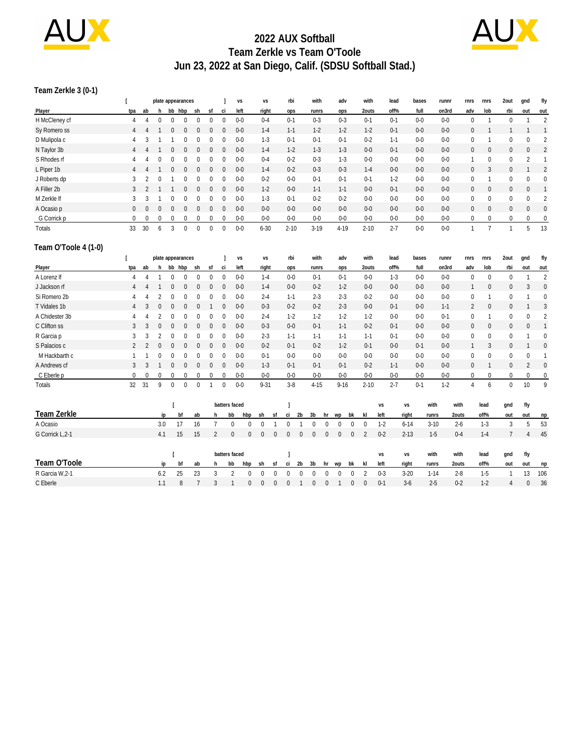# 2022 AUX Softball
## Team Zerkle vs Team O'Toole
## Jun 23, 2022 at San Diego, Calif. (SDSU Softball Stad.)

### Team Zerkle 3 (0-1)

| | [ | | plate appearances | | | | | ] | vs | vs | rbi | with | adv | with | lead | bases | runnr | rnrs | rnrs | 2out | gnd | fly |
|---|---|---|---|---|---|---|---|---|---|---|---|---|---|---|---|---|---|---|---|---|---|---|
| Player | tpa | ab | h | bb | hbp | sh | sf | ci | left | right | ops | runrs | ops | 2outs | off% | full | on3rd | adv | lob | rbi | out | out |
| H McCleney cf | 4 | 4 | 0 | 0 | 0 | 0 | 0 | 0 | 0-0 | 0-4 | 0-1 | 0-3 | 0-3 | 0-1 | 0-1 | 0-0 | 0-0 | 0 | 1 | 0 | 1 | 2 |
| Sy Romero ss | 4 | 4 | 1 | 0 | 0 | 0 | 0 | 0 | 0-0 | 1-4 | 1-1 | 1-2 | 1-2 | 1-2 | 0-1 | 0-0 | 0-0 | 0 | 1 | 1 | 1 | 1 |
| D Mulipola c | 4 | 3 | 1 | 1 | 0 | 0 | 0 | 0 | 0-0 | 1-3 | 0-1 | 0-1 | 0-1 | 0-2 | 1-1 | 0-0 | 0-0 | 0 | 1 | 0 | 0 | 2 |
| N Taylor 3b | 4 | 4 | 1 | 0 | 0 | 0 | 0 | 0 | 0-0 | 1-4 | 1-2 | 1-3 | 1-3 | 0-0 | 0-1 | 0-0 | 0-0 | 0 | 0 | 0 | 0 | 2 |
| S Rhodes rf | 4 | 4 | 0 | 0 | 0 | 0 | 0 | 0 | 0-0 | 0-4 | 0-2 | 0-3 | 1-3 | 0-0 | 0-0 | 0-0 | 0-0 | 1 | 0 | 0 | 2 | 1 |
| L Piper 1b | 4 | 4 | 1 | 0 | 0 | 0 | 0 | 0 | 0-0 | 1-4 | 0-2 | 0-3 | 0-3 | 1-4 | 0-0 | 0-0 | 0-0 | 0 | 3 | 0 | 1 | 2 |
| J Roberts dp | 3 | 2 | 0 | 1 | 0 | 0 | 0 | 0 | 0-0 | 0-2 | 0-0 | 0-1 | 0-1 | 0-1 | 1-2 | 0-0 | 0-0 | 0 | 1 | 0 | 0 | 0 |
| A Filler 2b | 3 | 2 | 1 | 1 | 0 | 0 | 0 | 0 | 0-0 | 1-2 | 0-0 | 1-1 | 1-1 | 0-0 | 0-1 | 0-0 | 0-0 | 0 | 0 | 0 | 0 | 1 |
| M Zerkle lf | 3 | 3 | 1 | 0 | 0 | 0 | 0 | 0 | 0-0 | 1-3 | 0-1 | 0-2 | 0-2 | 0-0 | 0-0 | 0-0 | 0-0 | 0 | 0 | 0 | 0 | 2 |
| A Ocasio p | 0 | 0 | 0 | 0 | 0 | 0 | 0 | 0 | 0-0 | 0-0 | 0-0 | 0-0 | 0-0 | 0-0 | 0-0 | 0-0 | 0-0 | 0 | 0 | 0 | 0 | 0 |
| G Corrick p | 0 | 0 | 0 | 0 | 0 | 0 | 0 | 0 | 0-0 | 0-0 | 0-0 | 0-0 | 0-0 | 0-0 | 0-0 | 0-0 | 0-0 | 0 | 0 | 0 | 0 | 0 |
| Totals | 33 | 30 | 6 | 3 | 0 | 0 | 0 | 0 | 0-0 | 6-30 | 2-10 | 3-19 | 4-19 | 2-10 | 2-7 | 0-0 | 0-0 | 1 | 7 | 1 | 5 | 13 |

### Team O'Toole 4 (1-0)

| | [ | | plate appearances | | | | | ] | vs | vs | rbi | with | adv | with | lead | bases | runnr | rnrs | rnrs | 2out | gnd | fly |
|---|---|---|---|---|---|---|---|---|---|---|---|---|---|---|---|---|---|---|---|---|---|---|
| Player | tpa | ab | h | bb | hbp | sh | sf | ci | left | right | ops | runrs | ops | 2outs | off% | full | on3rd | adv | lob | rbi | out | out |
| A Lorenz lf | 4 | 4 | 1 | 0 | 0 | 0 | 0 | 0 | 0-0 | 1-4 | 0-0 | 0-1 | 0-1 | 0-0 | 1-3 | 0-0 | 0-0 | 0 | 0 | 0 | 1 | 2 |
| J Jackson rf | 4 | 4 | 1 | 0 | 0 | 0 | 0 | 0 | 0-0 | 1-4 | 0-0 | 0-2 | 1-2 | 0-0 | 0-0 | 0-0 | 0-0 | 1 | 0 | 0 | 3 | 0 |
| Si Romero 2b | 4 | 4 | 2 | 0 | 0 | 0 | 0 | 0 | 0-0 | 2-4 | 1-1 | 2-3 | 2-3 | 0-2 | 0-0 | 0-0 | 0-0 | 0 | 1 | 0 | 1 | 0 |
| T Vidales 1b | 4 | 3 | 0 | 0 | 0 | 0 | 1 | 0 | 0-0 | 0-3 | 0-2 | 0-2 | 2-3 | 0-0 | 0-1 | 0-0 | 1-1 | 2 | 0 | 0 | 1 | 3 |
| A Chidester 3b | 4 | 4 | 2 | 0 | 0 | 0 | 0 | 0 | 0-0 | 2-4 | 1-2 | 1-2 | 1-2 | 1-2 | 0-0 | 0-0 | 0-1 | 0 | 1 | 0 | 0 | 2 |
| C Clifton ss | 3 | 3 | 0 | 0 | 0 | 0 | 0 | 0 | 0-0 | 0-3 | 0-0 | 0-1 | 1-1 | 0-2 | 0-1 | 0-0 | 0-0 | 0 | 0 | 0 | 0 | 1 |
| R Garcia p | 3 | 3 | 2 | 0 | 0 | 0 | 0 | 0 | 0-0 | 2-3 | 1-1 | 1-1 | 1-1 | 1-1 | 0-1 | 0-0 | 0-0 | 0 | 0 | 0 | 1 | 0 |
| S Palacios c | 2 | 2 | 0 | 0 | 0 | 0 | 0 | 0 | 0-0 | 0-2 | 0-1 | 0-2 | 1-2 | 0-1 | 0-0 | 0-1 | 0-0 | 1 | 3 | 0 | 1 | 0 |
| M Hackbarth c | 1 | 1 | 0 | 0 | 0 | 0 | 0 | 0 | 0-0 | 0-1 | 0-0 | 0-0 | 0-0 | 0-0 | 0-0 | 0-0 | 0-0 | 0 | 0 | 0 | 0 | 1 |
| A Andrews cf | 3 | 3 | 1 | 0 | 0 | 0 | 0 | 0 | 0-0 | 1-3 | 0-1 | 0-1 | 0-1 | 0-2 | 1-1 | 0-0 | 0-0 | 0 | 1 | 0 | 2 | 0 |
| C Eberle p | 0 | 0 | 0 | 0 | 0 | 0 | 0 | 0 | 0-0 | 0-0 | 0-0 | 0-0 | 0-0 | 0-0 | 0-0 | 0-0 | 0-0 | 0 | 0 | 0 | 0 | 0 |
| Totals | 32 | 31 | 9 | 0 | 0 | 0 | 1 | 0 | 0-0 | 9-31 | 3-8 | 4-15 | 9-16 | 2-10 | 2-7 | 0-1 | 1-2 | 4 | 6 | 0 | 10 | 9 |

| | | [ | | | batters faced | | | | | ] | | | | | | | vs | vs | with | with | lead | gnd | fly | |
|---|---|---|---|---|---|---|---|---|---|---|---|---|---|---|---|---|---|---|---|---|---|---|---|---|
| Team Zerkle | ip | bf | ab | h | bb | hbp | sh | sf | ci | 2b | 3b | hr | wp | bk | kl | left | right | runrs | 2outs | off% | out | out | np |
| A Ocasio | 3.0 | 17 | 16 | 7 | 0 | 0 | 0 | 1 | 0 | 1 | 0 | 0 | 0 | 0 | 0 | 1-2 | 6-14 | 3-10 | 2-6 | 1-3 | 3 | 5 | 53 |
| G Corrick L,2-1 | 4.1 | 15 | 15 | 2 | 0 | 0 | 0 | 0 | 0 | 0 | 0 | 0 | 0 | 0 | 2 | 0-2 | 2-13 | 1-5 | 0-4 | 1-4 | 7 | 4 | 45 |

| | | [ | | | batters faced | | | | | ] | | | | | | | vs | vs | with | with | lead | gnd | fly | |
|---|---|---|---|---|---|---|---|---|---|---|---|---|---|---|---|---|---|---|---|---|---|---|---|---|
| Team O'Toole | ip | bf | ab | h | bb | hbp | sh | sf | ci | 2b | 3b | hr | wp | bk | kl | left | right | runrs | 2outs | off% | out | out | np |
| R Garcia W,2-1 | 6.2 | 25 | 23 | 3 | 2 | 0 | 0 | 0 | 0 | 0 | 0 | 0 | 0 | 0 | 2 | 0-3 | 3-20 | 1-14 | 2-8 | 1-5 | 1 | 13 | 106 |
| C Eberle | 1.1 | 8 | 7 | 3 | 1 | 0 | 0 | 0 | 0 | 1 | 0 | 0 | 1 | 0 | 0 | 0-1 | 3-6 | 2-5 | 0-2 | 1-2 | 4 | 0 | 36 |